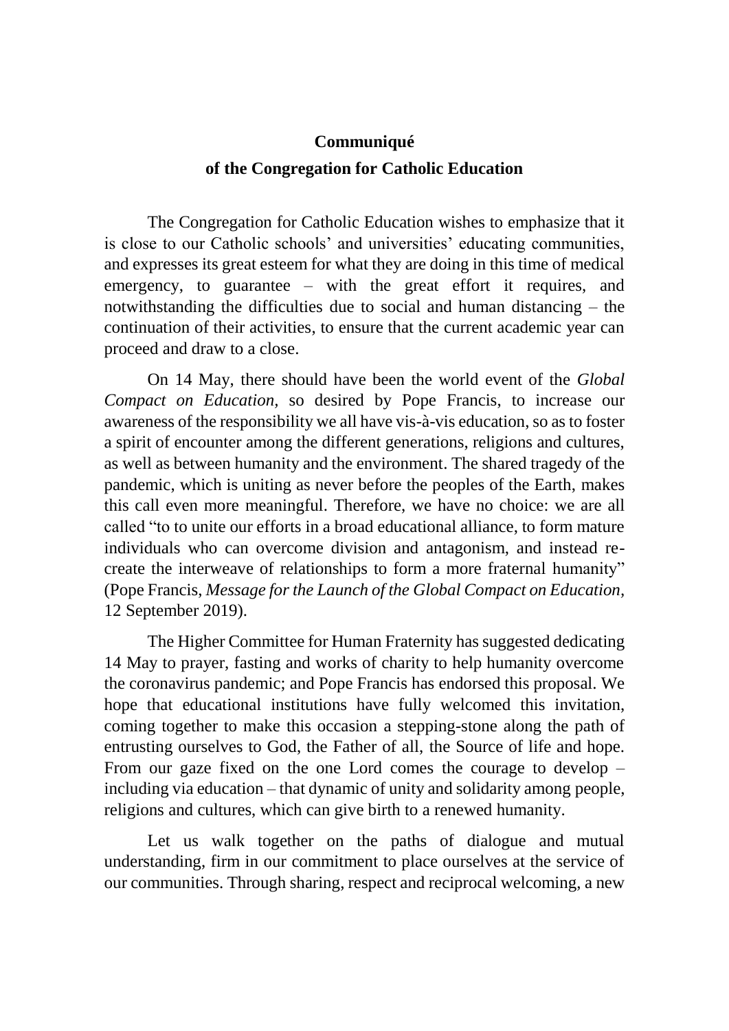**Communiqué**

**of the Congregation for Catholic Education**

The Congregation for Catholic Education wishes to emphasize that it is close to our Catholic schools' and universities' educating communities, and expresses its great esteem for what they are doing in this time of medical emergency, to guarantee – with the great effort it requires, and notwithstanding the difficulties due to social and human distancing – the continuation of their activities, to ensure that the current academic year can proceed and draw to a close.

On 14 May, there should have been the world event of the *Global Compact on Education*, so desired by Pope Francis, to increase our awareness of the responsibility we all have vis-à-vis education, so as to foster a spirit of encounter among the different generations, religions and cultures, as well as between humanity and the environment. The shared tragedy of the pandemic, which is uniting as never before the peoples of the Earth, makes this call even more meaningful. Therefore, we have no choice: we are all called "to to unite our efforts in a broad educational alliance, to form mature individuals who can overcome division and antagonism, and instead re-create the interweave of relationships to form a more fraternal humanity" (Pope Francis, *Message for the Launch of the Global Compact on Education*, 12 September 2019).

The Higher Committee for Human Fraternity has suggested dedicating 14 May to prayer, fasting and works of charity to help humanity overcome the coronavirus pandemic; and Pope Francis has endorsed this proposal. We hope that educational institutions have fully welcomed this invitation, coming together to make this occasion a stepping-stone along the path of entrusting ourselves to God, the Father of all, the Source of life and hope. From our gaze fixed on the one Lord comes the courage to develop – including via education – that dynamic of unity and solidarity among people, religions and cultures, which can give birth to a renewed humanity.

Let us walk together on the paths of dialogue and mutual understanding, firm in our commitment to place ourselves at the service of our communities. Through sharing, respect and reciprocal welcoming, a new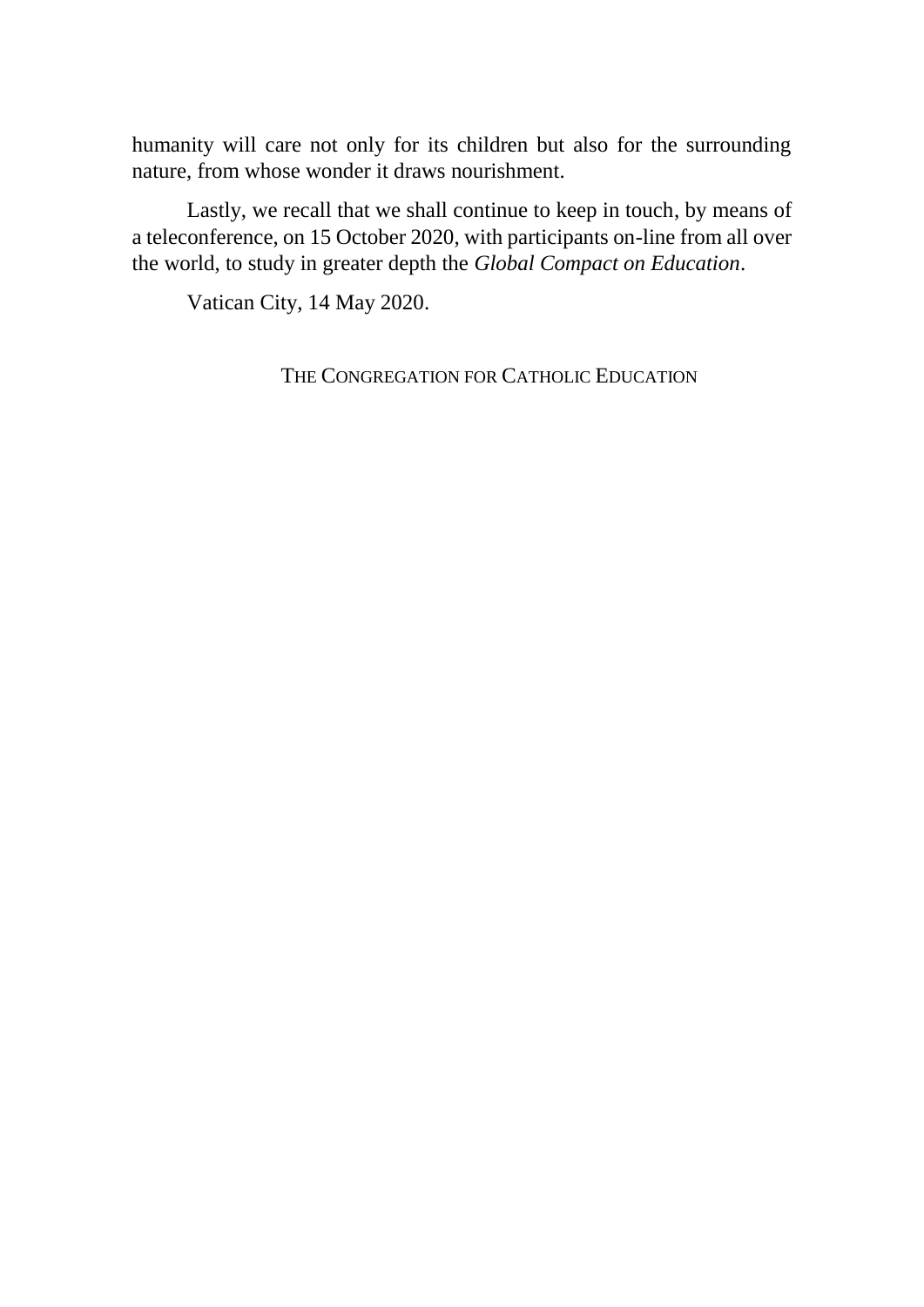humanity will care not only for its children but also for the surrounding nature, from whose wonder it draws nourishment.

Lastly, we recall that we shall continue to keep in touch, by means of a teleconference, on 15 October 2020, with participants on-line from all over the world, to study in greater depth the *Global Compact on Education*.

Vatican City, 14 May 2020.

THE CONGREGATION FOR CATHOLIC EDUCATION